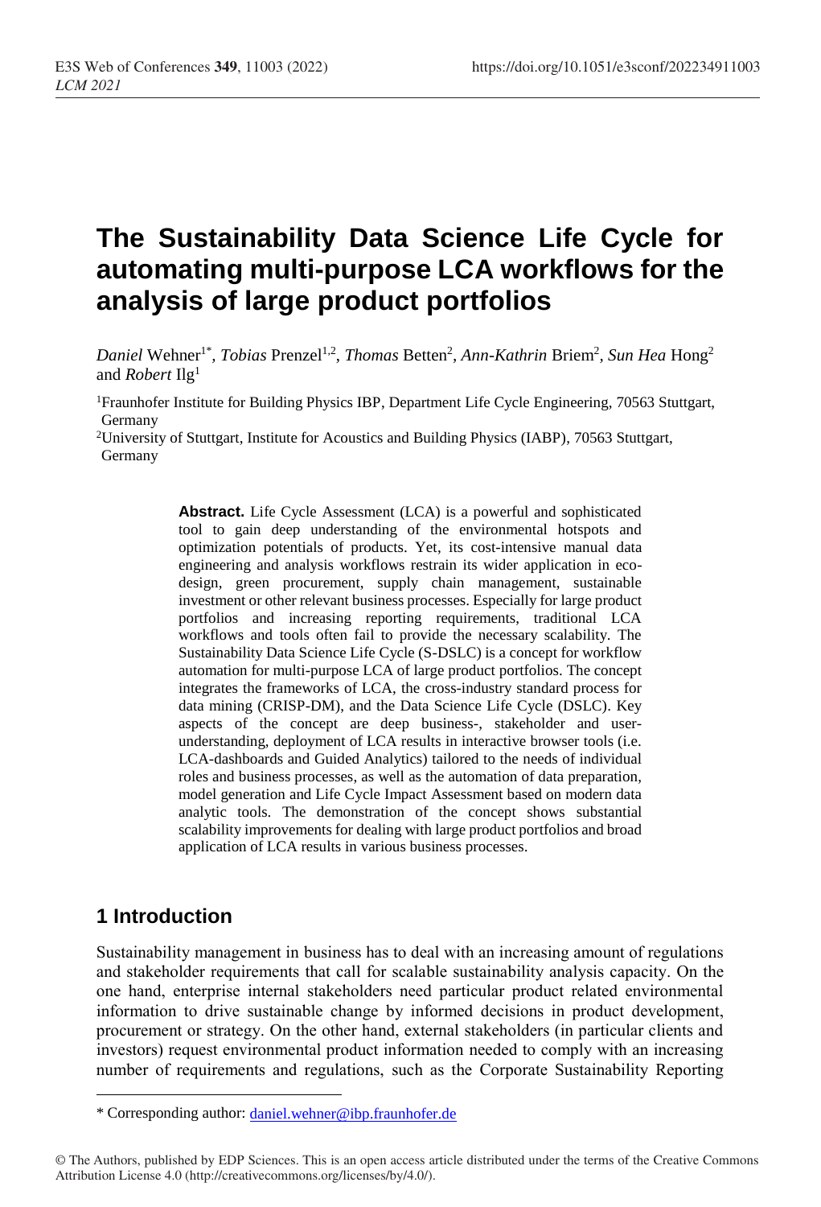# The Sustainability Data Science Life Cycle for automating multi-purpose LCA workflows for the analysis of large product portfolios

*Daniel* Wehner[1*], *Tobias* Prenzel[1,2], *Thomas* Betten[2], *Ann-Kathrin* Briem[2], *Sun Hea* Hong[2] and *Robert* Ilg[1]

[1]Fraunhofer Institute for Building Physics IBP, Department Life Cycle Engineering, 70563 Stuttgart, Germany

[2]University of Stuttgart, Institute for Acoustics and Building Physics (IABP), 70563 Stuttgart, Germany

**Abstract.** Life Cycle Assessment (LCA) is a powerful and sophisticated tool to gain deep understanding of the environmental hotspots and optimization potentials of products. Yet, its cost-intensive manual data engineering and analysis workflows restrain its wider application in eco-design, green procurement, supply chain management, sustainable investment or other relevant business processes. Especially for large product portfolios and increasing reporting requirements, traditional LCA workflows and tools often fail to provide the necessary scalability. The Sustainability Data Science Life Cycle (S-DSLC) is a concept for workflow automation for multi-purpose LCA of large product portfolios. The concept integrates the frameworks of LCA, the cross-industry standard process for data mining (CRISP-DM), and the Data Science Life Cycle (DSLC). Key aspects of the concept are deep business-, stakeholder and user-understanding, deployment of LCA results in interactive browser tools (i.e. LCA-dashboards and Guided Analytics) tailored to the needs of individual roles and business processes, as well as the automation of data preparation, model generation and Life Cycle Impact Assessment based on modern data analytic tools. The demonstration of the concept shows substantial scalability improvements for dealing with large product portfolios and broad application of LCA results in various business processes.

## 1 Introduction

Sustainability management in business has to deal with an increasing amount of regulations and stakeholder requirements that call for scalable sustainability analysis capacity. On the one hand, enterprise internal stakeholders need particular product related environmental information to drive sustainable change by informed decisions in product development, procurement or strategy. On the other hand, external stakeholders (in particular clients and investors) request environmental product information needed to comply with an increasing number of requirements and regulations, such as the Corporate Sustainability Reporting

\* Corresponding author: daniel.wehner@ibp.fraunhofer.de

© The Authors, published by EDP Sciences. This is an open access article distributed under the terms of the Creative Commons Attribution License 4.0 (http://creativecommons.org/licenses/by/4.0/).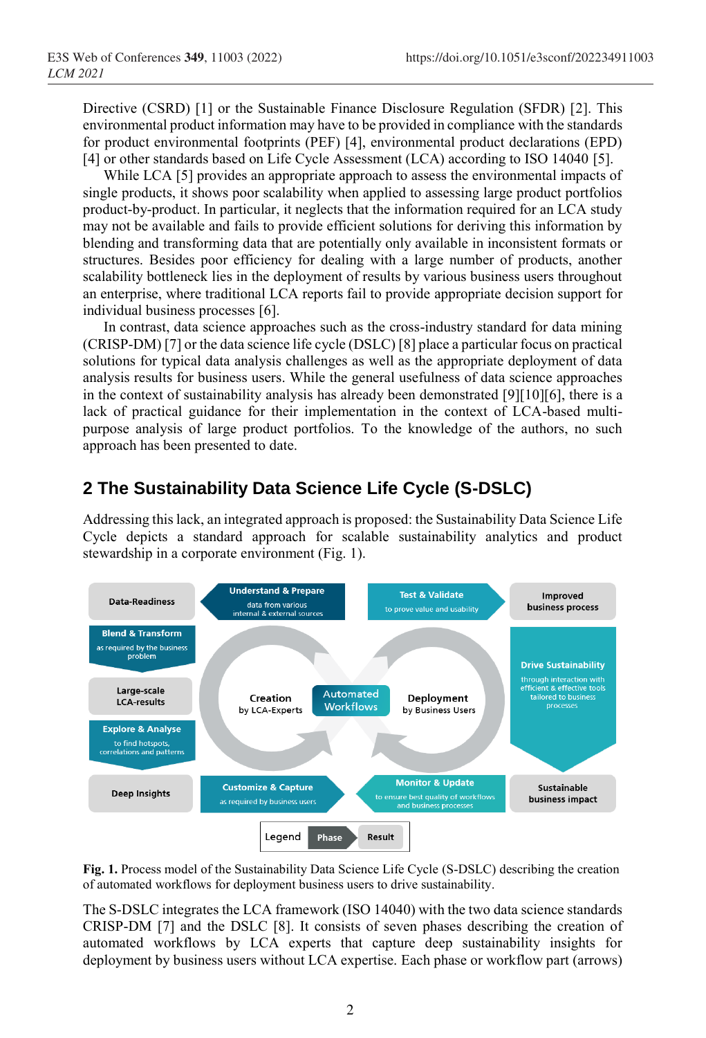Directive (CSRD) [1] or the Sustainable Finance Disclosure Regulation (SFDR) [2]. This environmental product information may have to be provided in compliance with the standards for product environmental footprints (PEF) [4], environmental product declarations (EPD) [4] or other standards based on Life Cycle Assessment (LCA) according to ISO 14040 [5].

While LCA [5] provides an appropriate approach to assess the environmental impacts of single products, it shows poor scalability when applied to assessing large product portfolios product-by-product. In particular, it neglects that the information required for an LCA study may not be available and fails to provide efficient solutions for deriving this information by blending and transforming data that are potentially only available in inconsistent formats or structures. Besides poor efficiency for dealing with a large number of products, another scalability bottleneck lies in the deployment of results by various business users throughout an enterprise, where traditional LCA reports fail to provide appropriate decision support for individual business processes [6].

In contrast, data science approaches such as the cross-industry standard for data mining (CRISP-DM) [7] or the data science life cycle (DSLC) [8] place a particular focus on practical solutions for typical data analysis challenges as well as the appropriate deployment of data analysis results for business users. While the general usefulness of data science approaches in the context of sustainability analysis has already been demonstrated [9][10][6], there is a lack of practical guidance for their implementation in the context of LCA-based multi-purpose analysis of large product portfolios. To the knowledge of the authors, no such approach has been presented to date.

## 2 The Sustainability Data Science Life Cycle (S-DSLC)

Addressing this lack, an integrated approach is proposed: the Sustainability Data Science Life Cycle depicts a standard approach for scalable sustainability analytics and product stewardship in a corporate environment (Fig. 1).

**Fig. 1.** Process model of the Sustainability Data Science Life Cycle (S-DSLC) describing the creation of automated workflows for deployment business users to drive sustainability.

The S-DSLC integrates the LCA framework (ISO 14040) with the two data science standards CRISP-DM [7] and the DSLC [8]. It consists of seven phases describing the creation of automated workflows by LCA experts that capture deep sustainability insights for deployment by business users without LCA expertise. Each phase or workflow part (arrows)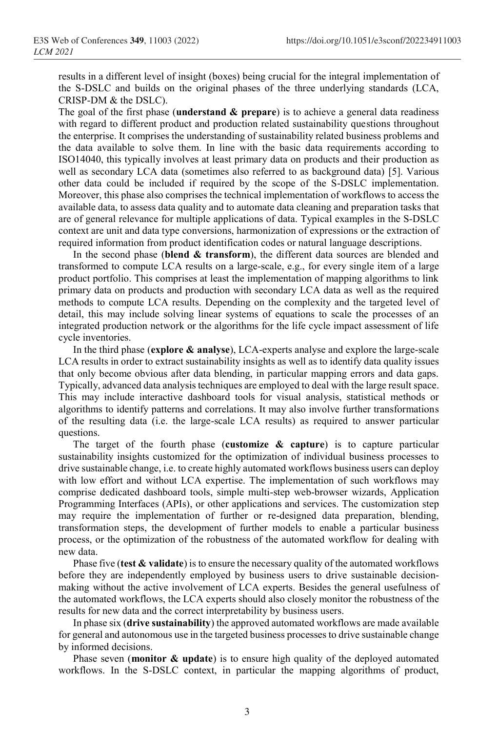results in a different level of insight (boxes) being crucial for the integral implementation of the S-DSLC and builds on the original phases of the three underlying standards (LCA, CRISP-DM & the DSLC).

The goal of the first phase (**understand & prepare**) is to achieve a general data readiness with regard to different product and production related sustainability questions throughout the enterprise. It comprises the understanding of sustainability related business problems and the data available to solve them. In line with the basic data requirements according to ISO14040, this typically involves at least primary data on products and their production as well as secondary LCA data (sometimes also referred to as background data) [5]. Various other data could be included if required by the scope of the S-DSLC implementation. Moreover, this phase also comprises the technical implementation of workflows to access the available data, to assess data quality and to automate data cleaning and preparation tasks that are of general relevance for multiple applications of data. Typical examples in the S-DSLC context are unit and data type conversions, harmonization of expressions or the extraction of required information from product identification codes or natural language descriptions.

In the second phase (**blend & transform**), the different data sources are blended and transformed to compute LCA results on a large-scale, e.g., for every single item of a large product portfolio. This comprises at least the implementation of mapping algorithms to link primary data on products and production with secondary LCA data as well as the required methods to compute LCA results. Depending on the complexity and the targeted level of detail, this may include solving linear systems of equations to scale the processes of an integrated production network or the algorithms for the life cycle impact assessment of life cycle inventories.

In the third phase (**explore & analyse**), LCA-experts analyse and explore the large-scale LCA results in order to extract sustainability insights as well as to identify data quality issues that only become obvious after data blending, in particular mapping errors and data gaps. Typically, advanced data analysis techniques are employed to deal with the large result space. This may include interactive dashboard tools for visual analysis, statistical methods or algorithms to identify patterns and correlations. It may also involve further transformations of the resulting data (i.e. the large-scale LCA results) as required to answer particular questions.

The target of the fourth phase (**customize & capture**) is to capture particular sustainability insights customized for the optimization of individual business processes to drive sustainable change, i.e. to create highly automated workflows business users can deploy with low effort and without LCA expertise. The implementation of such workflows may comprise dedicated dashboard tools, simple multi-step web-browser wizards, Application Programming Interfaces (APIs), or other applications and services. The customization step may require the implementation of further or re-designed data preparation, blending, transformation steps, the development of further models to enable a particular business process, or the optimization of the robustness of the automated workflow for dealing with new data.

Phase five (**test & validate**) is to ensure the necessary quality of the automated workflows before they are independently employed by business users to drive sustainable decision-making without the active involvement of LCA experts. Besides the general usefulness of the automated workflows, the LCA experts should also closely monitor the robustness of the results for new data and the correct interpretability by business users.

In phase six (**drive sustainability**) the approved automated workflows are made available for general and autonomous use in the targeted business processes to drive sustainable change by informed decisions.

Phase seven (**monitor & update**) is to ensure high quality of the deployed automated workflows. In the S-DSLC context, in particular the mapping algorithms of product,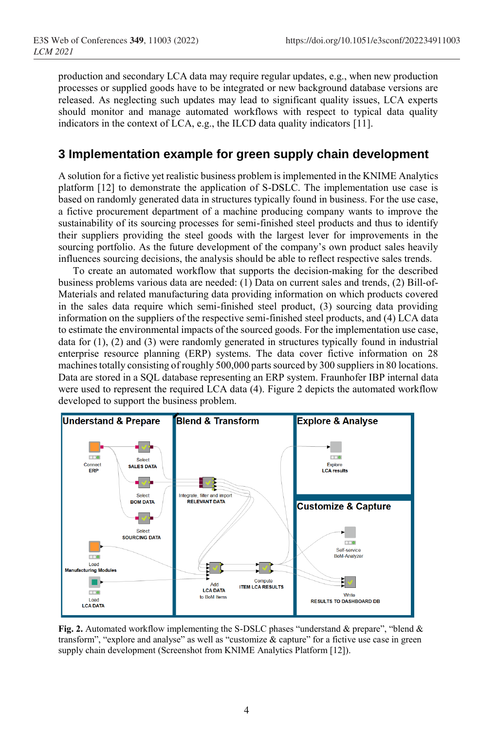production and secondary LCA data may require regular updates, e.g., when new production processes or supplied goods have to be integrated or new background database versions are released. As neglecting such updates may lead to significant quality issues, LCA experts should monitor and manage automated workflows with respect to typical data quality indicators in the context of LCA, e.g., the ILCD data quality indicators [11].

## 3 Implementation example for green supply chain development

A solution for a fictive yet realistic business problem is implemented in the KNIME Analytics platform [12] to demonstrate the application of S-DSLC. The implementation use case is based on randomly generated data in structures typically found in business. For the use case, a fictive procurement department of a machine producing company wants to improve the sustainability of its sourcing processes for semi-finished steel products and thus to identify their suppliers providing the steel goods with the largest lever for improvements in the sourcing portfolio. As the future development of the company's own product sales heavily influences sourcing decisions, the analysis should be able to reflect respective sales trends.

To create an automated workflow that supports the decision-making for the described business problems various data are needed: (1) Data on current sales and trends, (2) Bill-of-Materials and related manufacturing data providing information on which products covered in the sales data require which semi-finished steel product, (3) sourcing data providing information on the suppliers of the respective semi-finished steel products, and (4) LCA data to estimate the environmental impacts of the sourced goods. For the implementation use case, data for (1), (2) and (3) were randomly generated in structures typically found in industrial enterprise resource planning (ERP) systems. The data cover fictive information on 28 machines totally consisting of roughly 500,000 parts sourced by 300 suppliers in 80 locations. Data are stored in a SQL database representing an ERP system. Fraunhofer IBP internal data were used to represent the required LCA data (4). Figure 2 depicts the automated workflow developed to support the business problem.

**Fig. 2.** Automated workflow implementing the S-DSLC phases "understand & prepare", "blend & transform", "explore and analyse" as well as "customize & capture" for a fictive use case in green supply chain development (Screenshot from KNIME Analytics Platform [12]).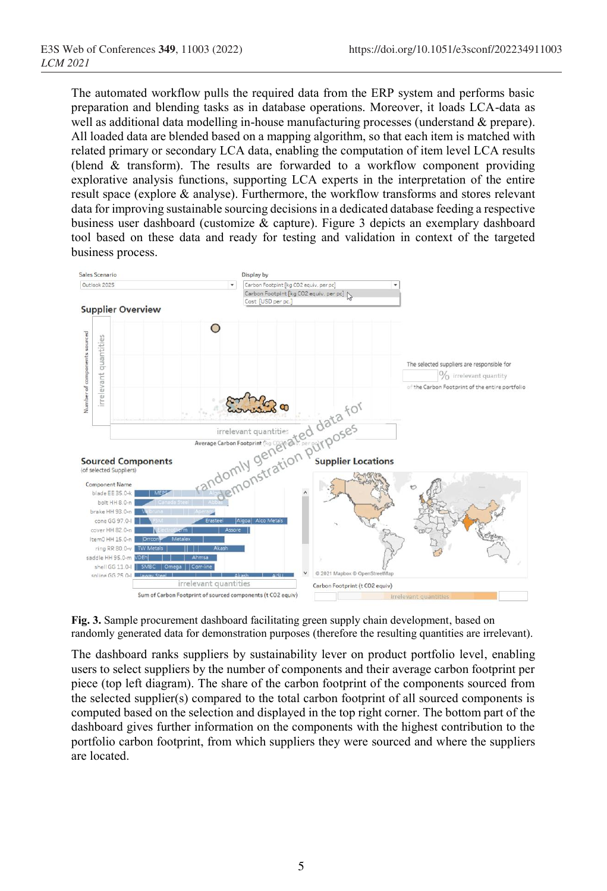The automated workflow pulls the required data from the ERP system and performs basic preparation and blending tasks as in database operations. Moreover, it loads LCA-data as well as additional data modelling in-house manufacturing processes (understand & prepare). All loaded data are blended based on a mapping algorithm, so that each item is matched with related primary or secondary LCA data, enabling the computation of item level LCA results (blend & transform). The results are forwarded to a workflow component providing explorative analysis functions, supporting LCA experts in the interpretation of the entire result space (explore & analyse). Furthermore, the workflow transforms and stores relevant data for improving sustainable sourcing decisions in a dedicated database feeding a respective business user dashboard (customize & capture). Figure 3 depicts an exemplary dashboard tool based on these data and ready for testing and validation in context of the targeted business process.

**Fig. 3.** Sample procurement dashboard facilitating green supply chain development, based on randomly generated data for demonstration purposes (therefore the resulting quantities are irrelevant).

The dashboard ranks suppliers by sustainability lever on product portfolio level, enabling users to select suppliers by the number of components and their average carbon footprint per piece (top left diagram). The share of the carbon footprint of the components sourced from the selected supplier(s) compared to the total carbon footprint of all sourced components is computed based on the selection and displayed in the top right corner. The bottom part of the dashboard gives further information on the components with the highest contribution to the portfolio carbon footprint, from which suppliers they were sourced and where the suppliers are located.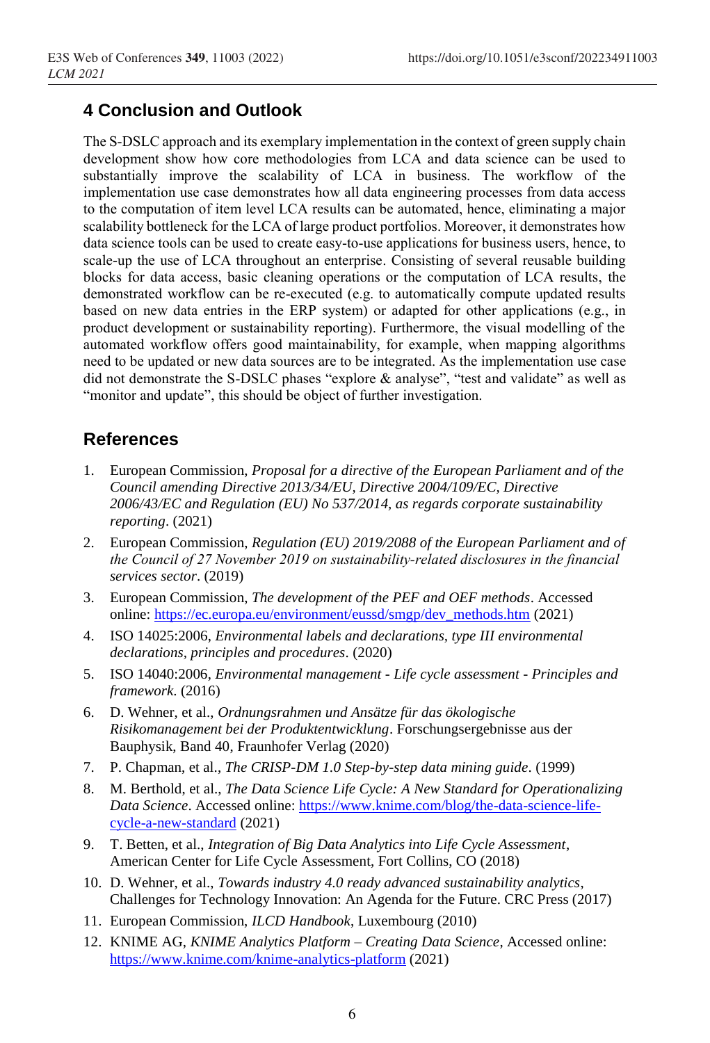## 4 Conclusion and Outlook

The S-DSLC approach and its exemplary implementation in the context of green supply chain development show how core methodologies from LCA and data science can be used to substantially improve the scalability of LCA in business. The workflow of the implementation use case demonstrates how all data engineering processes from data access to the computation of item level LCA results can be automated, hence, eliminating a major scalability bottleneck for the LCA of large product portfolios. Moreover, it demonstrates how data science tools can be used to create easy-to-use applications for business users, hence, to scale-up the use of LCA throughout an enterprise. Consisting of several reusable building blocks for data access, basic cleaning operations or the computation of LCA results, the demonstrated workflow can be re-executed (e.g. to automatically compute updated results based on new data entries in the ERP system) or adapted for other applications (e.g., in product development or sustainability reporting). Furthermore, the visual modelling of the automated workflow offers good maintainability, for example, when mapping algorithms need to be updated or new data sources are to be integrated. As the implementation use case did not demonstrate the S-DSLC phases "explore & analyse", "test and validate" as well as "monitor and update", this should be object of further investigation.

## References

1. European Commission, *Proposal for a directive of the European Parliament and of the Council amending Directive 2013/34/EU, Directive 2004/109/EC, Directive 2006/43/EC and Regulation (EU) No 537/2014, as regards corporate sustainability reporting*. (2021)
2. European Commission, *Regulation (EU) 2019/2088 of the European Parliament and of the Council of 27 November 2019 on sustainability-related disclosures in the financial services sector*. (2019)
3. European Commission, *The development of the PEF and OEF methods*. Accessed online: https://ec.europa.eu/environment/eussd/smgp/dev_methods.htm (2021)
4. ISO 14025:2006, *Environmental labels and declarations, type III environmental declarations, principles and procedures*. (2020)
5. ISO 14040:2006, *Environmental management - Life cycle assessment - Principles and framework*. (2016)
6. D. Wehner, et al., *Ordnungsrahmen und Ansätze für das ökologische Risikomanagement bei der Produktentwicklung*. Forschungsergebnisse aus der Bauphysik, Band 40, Fraunhofer Verlag (2020)
7. P. Chapman, et al., *The CRISP-DM 1.0 Step-by-step data mining guide*. (1999)
8. M. Berthold, et al., *The Data Science Life Cycle: A New Standard for Operationalizing Data Science*. Accessed online: https://www.knime.com/blog/the-data-science-life-cycle-a-new-standard (2021)
9. T. Betten, et al., *Integration of Big Data Analytics into Life Cycle Assessment*, American Center for Life Cycle Assessment, Fort Collins, CO (2018)
10. D. Wehner, et al., *Towards industry 4.0 ready advanced sustainability analytics*, Challenges for Technology Innovation: An Agenda for the Future. CRC Press (2017)
11. European Commission, *ILCD Handbook*, Luxembourg (2010)
12. KNIME AG, *KNIME Analytics Platform – Creating Data Science*, Accessed online: https://www.knime.com/knime-analytics-platform (2021)